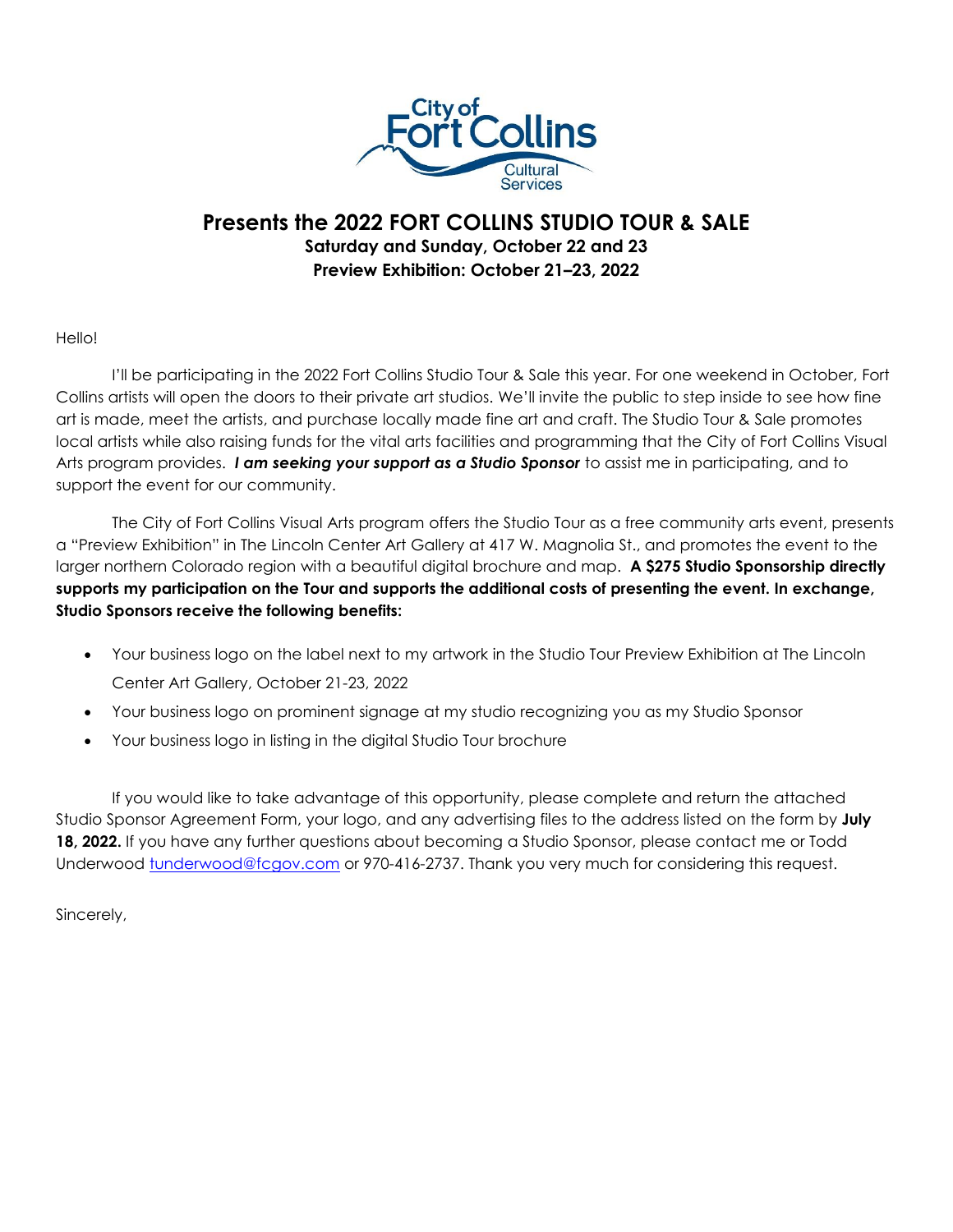City of Fort Collins Cultural Services

## Presents the 2022 FORT COLLINS STUDIO TOUR & SALE

**Saturday and Sunday, October 22 and 23**

**Preview Exhibition: October 21–23, 2022**

Hello!

I'll be participating in the 2022 Fort Collins Studio Tour & Sale this year. For one weekend in October, Fort Collins artists will open the doors to their private art studios. We'll invite the public to step inside to see how fine art is made, meet the artists, and purchase locally made fine art and craft. The Studio Tour & Sale promotes local artists while also raising funds for the vital arts facilities and programming that the City of Fort Collins Visual Arts program provides. ***I am seeking your support as a Studio Sponsor*** to assist me in participating, and to support the event for our community.

The City of Fort Collins Visual Arts program offers the Studio Tour as a free community arts event, presents a "Preview Exhibition" in The Lincoln Center Art Gallery at 417 W. Magnolia St., and promotes the event to the larger northern Colorado region with a beautiful digital brochure and map. **A $275 Studio Sponsorship directly supports my participation on the Tour and supports the additional costs of presenting the event. In exchange, Studio Sponsors receive the following benefits:**

- Your business logo on the label next to my artwork in the Studio Tour Preview Exhibition at The Lincoln Center Art Gallery, October 21-23, 2022
- Your business logo on prominent signage at my studio recognizing you as my Studio Sponsor
- Your business logo in listing in the digital Studio Tour brochure

If you would like to take advantage of this opportunity, please complete and return the attached Studio Sponsor Agreement Form, your logo, and any advertising files to the address listed on the form by **July 18, 2022.** If you have any further questions about becoming a Studio Sponsor, please contact me or Todd Underwood tunderwood@fcgov.com or 970-416-2737. Thank you very much for considering this request.

Sincerely,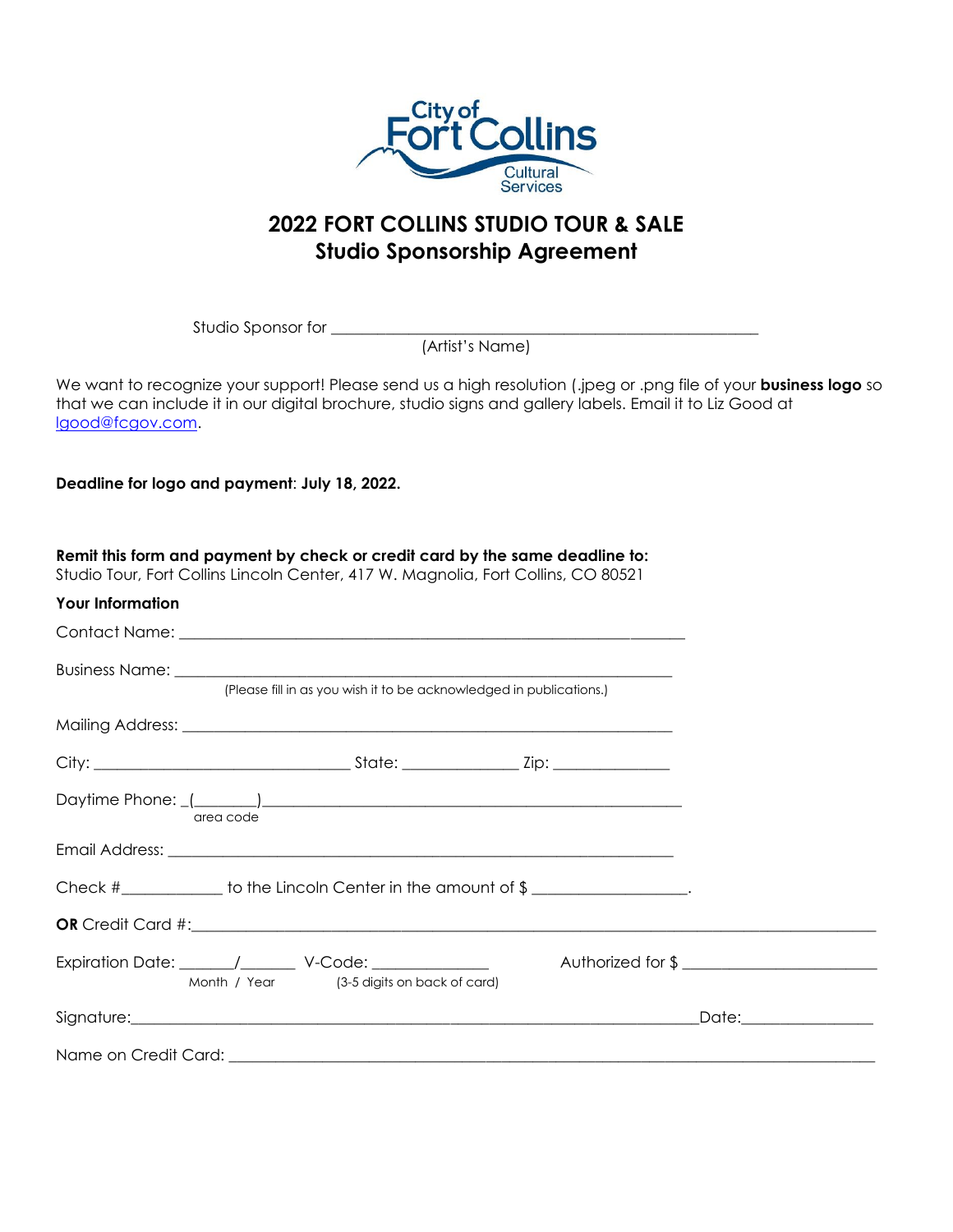City of Fort Collins Cultural Services

# 2022 FORT COLLINS STUDIO TOUR & SALE
## Studio Sponsorship Agreement

Studio Sponsor for ______________________________________________________
(Artist's Name)

We want to recognize your support! Please send us a high resolution (.jpeg or .png file of your **business logo** so that we can include it in our digital brochure, studio signs and gallery labels. Email it to Liz Good at lgood@fcgov.com.

**Deadline for logo and payment**: **July 18, 2022.**

**Remit this form and payment by check or credit card by the same deadline to:**
Studio Tour, Fort Collins Lincoln Center, 417 W. Magnolia, Fort Collins, CO 80521

**Your Information**

Contact Name: ______________________________________________________

Business Name: ______________________________________________________
(Please fill in as you wish it to be acknowledged in publications.)

Mailing Address: ______________________________________________________

City: ______________________ State: ______________ Zip: ______________

Daytime Phone: _(_______)______________________________________________
area code

Email Address: ______________________________________________________

Check #____________ to the Lincoln Center in the amount of $ __________________.

**OR** Credit Card #:______________________________________________________

Expiration Date: ______/______ V-Code: _____________ Authorized for $ ______________________
Month / Year (3-5 digits on back of card)

Signature:______________________________________________________Date:_______________

Name on Credit Card: ______________________________________________________